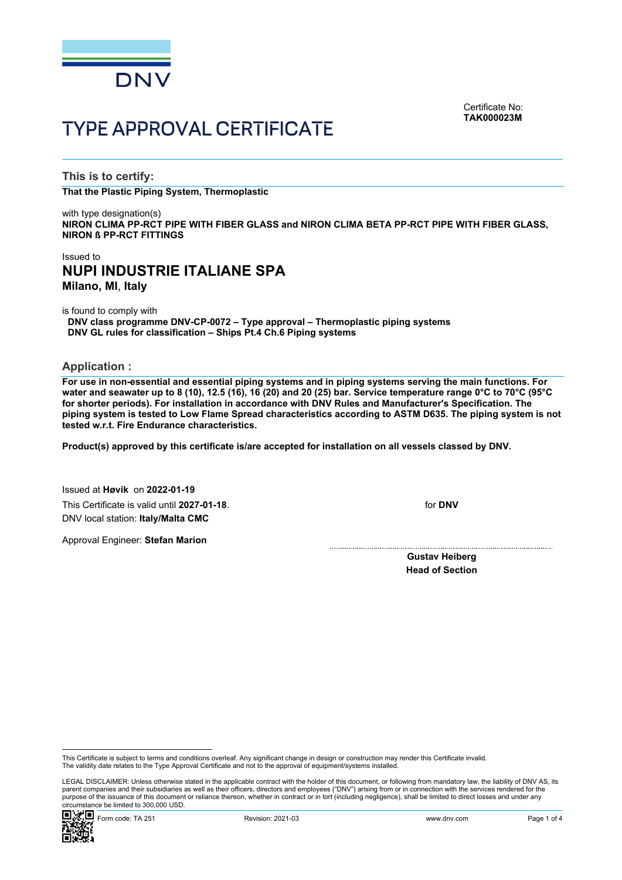DNV

Certificate No:
**TAK000023M**

# TYPE APPROVAL CERTIFICATE

## This is to certify:

**That the Plastic Piping System, Thermoplastic**

with type designation(s)
**NIRON CLIMA PP-RCT PIPE WITH FIBER GLASS and NIRON CLIMA BETA PP-RCT PIPE WITH FIBER GLASS, NIRON ß PP-RCT FITTINGS**

Issued to
**NUPI INDUSTRIE ITALIANE SPA**
**Milano, MI, Italy**

is found to comply with
**DNV class programme DNV-CP-0072 – Type approval – Thermoplastic piping systems**
**DNV GL rules for classification – Ships Pt.4 Ch.6 Piping systems**

## Application :

**For use in non-essential and essential piping systems and in piping systems serving the main functions. For water and seawater up to 8 (10), 12.5 (16), 16 (20) and 20 (25) bar. Service temperature range 0°C to 70°C (95°C for shorter periods). For installation in accordance with DNV Rules and Manufacturer's Specification. The piping system is tested to Low Flame Spread characteristics according to ASTM D635. The piping system is not tested w.r.t. Fire Endurance characteristics.**

**Product(s) approved by this certificate is/are accepted for installation on all vessels classed by DNV.**

Issued at **Høvik** on **2022-01-19**
This Certificate is valid until **2027-01-18**.
DNV local station: **Italy/Malta CMC**

Approval Engineer: **Stefan Marion**

for **DNV**

**Gustav Heiberg**
**Head of Section**

This Certificate is subject to terms and conditions overleaf. Any significant change in design or construction may render this Certificate invalid.
The validity date relates to the Type Approval Certificate and not to the approval of equipment/systems installed.

LEGAL DISCLAIMER: Unless otherwise stated in the applicable contract with the holder of this document, or following from mandatory law, the liability of DNV AS, its parent companies and their subsidiaries as well as their officers, directors and employees ("DNV") arising from or in connection with the services rendered for the purpose of the issuance of this document or reliance thereon, whether in contract or in tort (including negligence), shall be limited to direct losses and under any circumstance be limited to 300,000 USD.

Form code: TA 251 Revision: 2021-03 www.dnv.com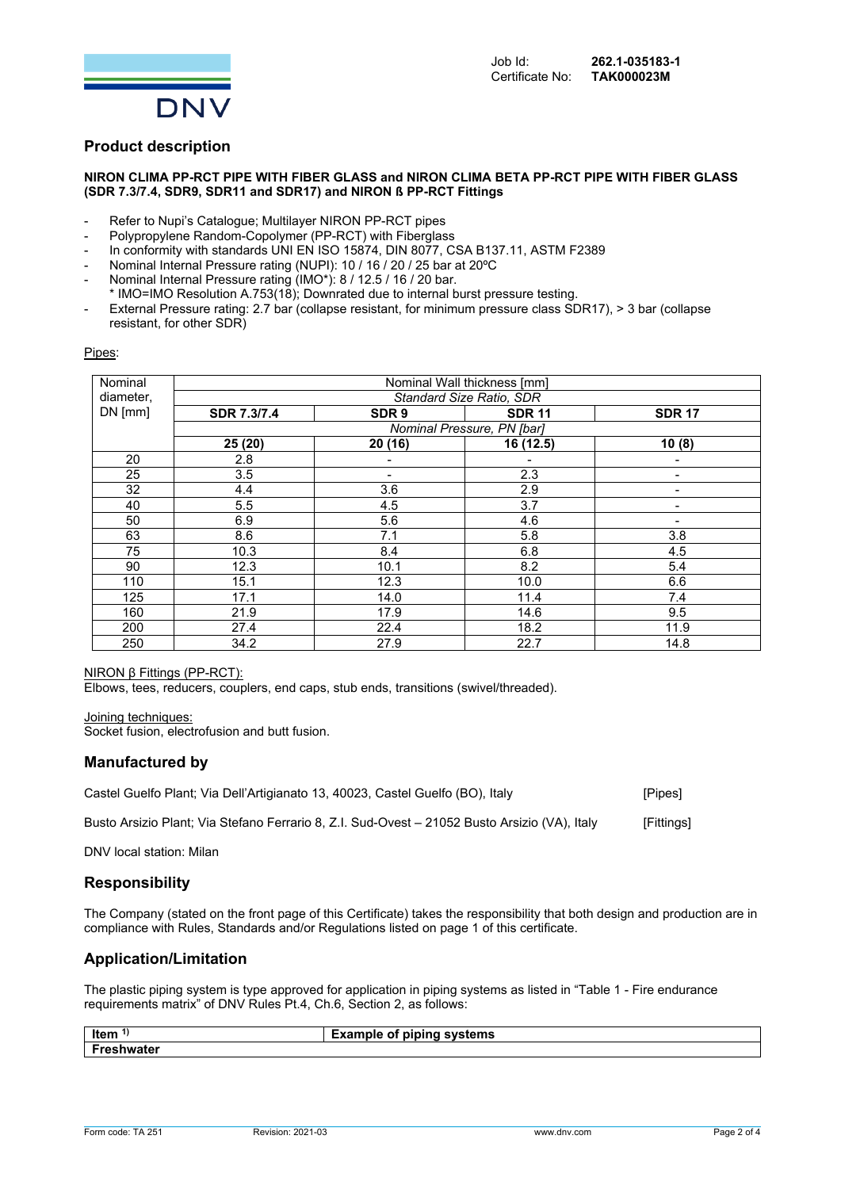Job Id: **262.1-035183-1**
Certificate No: **TAK000023M**

## Product description

**NIRON CLIMA PP-RCT PIPE WITH FIBER GLASS and NIRON CLIMA BETA PP-RCT PIPE WITH FIBER GLASS (SDR 7.3/7.4, SDR9, SDR11 and SDR17) and NIRON ß PP-RCT Fittings**

- Refer to Nupi's Catalogue; Multilayer NIRON PP-RCT pipes
- Polypropylene Random-Copolymer (PP-RCT) with Fiberglass
- In conformity with standards UNI EN ISO 15874, DIN 8077, CSA B137.11, ASTM F2389
- Nominal Internal Pressure rating (NUPI): 10 / 16 / 20 / 25 bar at 20ºC
- Nominal Internal Pressure rating (IMO*): 8 / 12.5 / 16 / 20 bar.
  \* IMO=IMO Resolution A.753(18); Downrated due to internal burst pressure testing.
- External Pressure rating: 2.7 bar (collapse resistant, for minimum pressure class SDR17), > 3 bar (collapse resistant, for other SDR)

Pipes:

| Nominal diameter, DN [mm] | Nominal Wall thickness [mm] | | | |
|---|---|---|---|---|
| | *Standard Size Ratio, SDR* | | | |
| | **SDR 7.3/7.4** | **SDR 9** | **SDR 11** | **SDR 17** |
| | *Nominal Pressure, PN [bar]* | | | |
| | **25 (20)** | **20 (16)** | **16 (12.5)** | **10 (8)** |
| 20 | 2.8 | - | - | - |
| 25 | 3.5 | - | 2.3 | - |
| 32 | 4.4 | 3.6 | 2.9 | - |
| 40 | 5.5 | 4.5 | 3.7 | - |
| 50 | 6.9 | 5.6 | 4.6 | - |
| 63 | 8.6 | 7.1 | 5.8 | 3.8 |
| 75 | 10.3 | 8.4 | 6.8 | 4.5 |
| 90 | 12.3 | 10.1 | 8.2 | 5.4 |
| 110 | 15.1 | 12.3 | 10.0 | 6.6 |
| 125 | 17.1 | 14.0 | 11.4 | 7.4 |
| 160 | 21.9 | 17.9 | 14.6 | 9.5 |
| 200 | 27.4 | 22.4 | 18.2 | 11.9 |
| 250 | 34.2 | 27.9 | 22.7 | 14.8 |

NIRON β Fittings (PP-RCT):
Elbows, tees, reducers, couplers, end caps, stub ends, transitions (swivel/threaded).

Joining techniques:
Socket fusion, electrofusion and butt fusion.

## Manufactured by

Castel Guelfo Plant; Via Dell'Artigianato 13, 40023, Castel Guelfo (BO), Italy [Pipes]

Busto Arsizio Plant; Via Stefano Ferrario 8, Z.I. Sud-Ovest – 21052 Busto Arsizio (VA), Italy [Fittings]

DNV local station: Milan

## Responsibility

The Company (stated on the front page of this Certificate) takes the responsibility that both design and production are in compliance with Rules, Standards and/or Regulations listed on page 1 of this certificate.

## Application/Limitation

The plastic piping system is type approved for application in piping systems as listed in "Table 1 - Fire endurance requirements matrix" of DNV Rules Pt.4, Ch.6, Section 2, as follows:

| Item [1] | Example of piping systems |
|---|---|
| **Freshwater** | |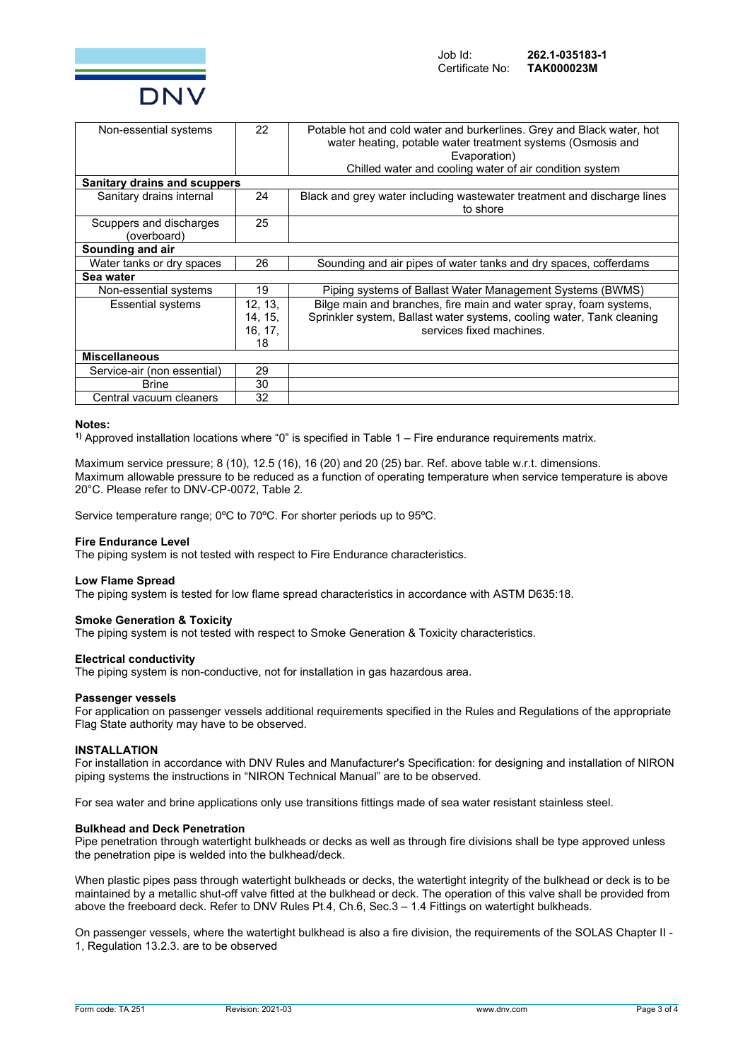| | | |
|---|---|---|
| Non-essential systems | 22 | Potable hot and cold water and burkerlines. Grey and Black water, hot water heating, potable water treatment systems (Osmosis and Evaporation)<br>Chilled water and cooling water of air condition system |
| **Sanitary drains and scuppers** | | |
| Sanitary drains internal | 24 | Black and grey water including wastewater treatment and discharge lines to shore |
| Scuppers and discharges (overboard) | 25 | |
| **Sounding and air** | | |
| Water tanks or dry spaces | 26 | Sounding and air pipes of water tanks and dry spaces, cofferdams |
| **Sea water** | | |
| Non-essential systems | 19 | Piping systems of Ballast Water Management Systems (BWMS) |
| Essential systems | 12, 13, 14, 15, 16, 17, 18 | Bilge main and branches, fire main and water spray, foam systems, Sprinkler system, Ballast water systems, cooling water, Tank cleaning services fixed machines. |
| **Miscellaneous** | | |
| Service-air (non essential) | 29 | |
| Brine | 30 | |
| Central vacuum cleaners | 32 | |

**Notes:**

[1] Approved installation locations where "0" is specified in Table 1 – Fire endurance requirements matrix.

Maximum service pressure; 8 (10), 12.5 (16), 16 (20) and 20 (25) bar. Ref. above table w.r.t. dimensions.
Maximum allowable pressure to be reduced as a function of operating temperature when service temperature is above 20°C. Please refer to DNV-CP-0072, Table 2.

Service temperature range; 0ºC to 70ºC. For shorter periods up to 95ºC.

**Fire Endurance Level**
The piping system is not tested with respect to Fire Endurance characteristics.

**Low Flame Spread**
The piping system is tested for low flame spread characteristics in accordance with ASTM D635:18.

**Smoke Generation & Toxicity**
The piping system is not tested with respect to Smoke Generation & Toxicity characteristics.

**Electrical conductivity**
The piping system is non-conductive, not for installation in gas hazardous area.

**Passenger vessels**
For application on passenger vessels additional requirements specified in the Rules and Regulations of the appropriate Flag State authority may have to be observed.

**INSTALLATION**
For installation in accordance with DNV Rules and Manufacturer's Specification: for designing and installation of NIRON piping systems the instructions in "NIRON Technical Manual" are to be observed.

For sea water and brine applications only use transitions fittings made of sea water resistant stainless steel.

**Bulkhead and Deck Penetration**
Pipe penetration through watertight bulkheads or decks as well as through fire divisions shall be type approved unless the penetration pipe is welded into the bulkhead/deck.

When plastic pipes pass through watertight bulkheads or decks, the watertight integrity of the bulkhead or deck is to be maintained by a metallic shut-off valve fitted at the bulkhead or deck. The operation of this valve shall be provided from above the freeboard deck. Refer to DNV Rules Pt.4, Ch.6, Sec.3 – 1.4 Fittings on watertight bulkheads.

On passenger vessels, where the watertight bulkhead is also a fire division, the requirements of the SOLAS Chapter II - 1, Regulation 13.2.3. are to be observed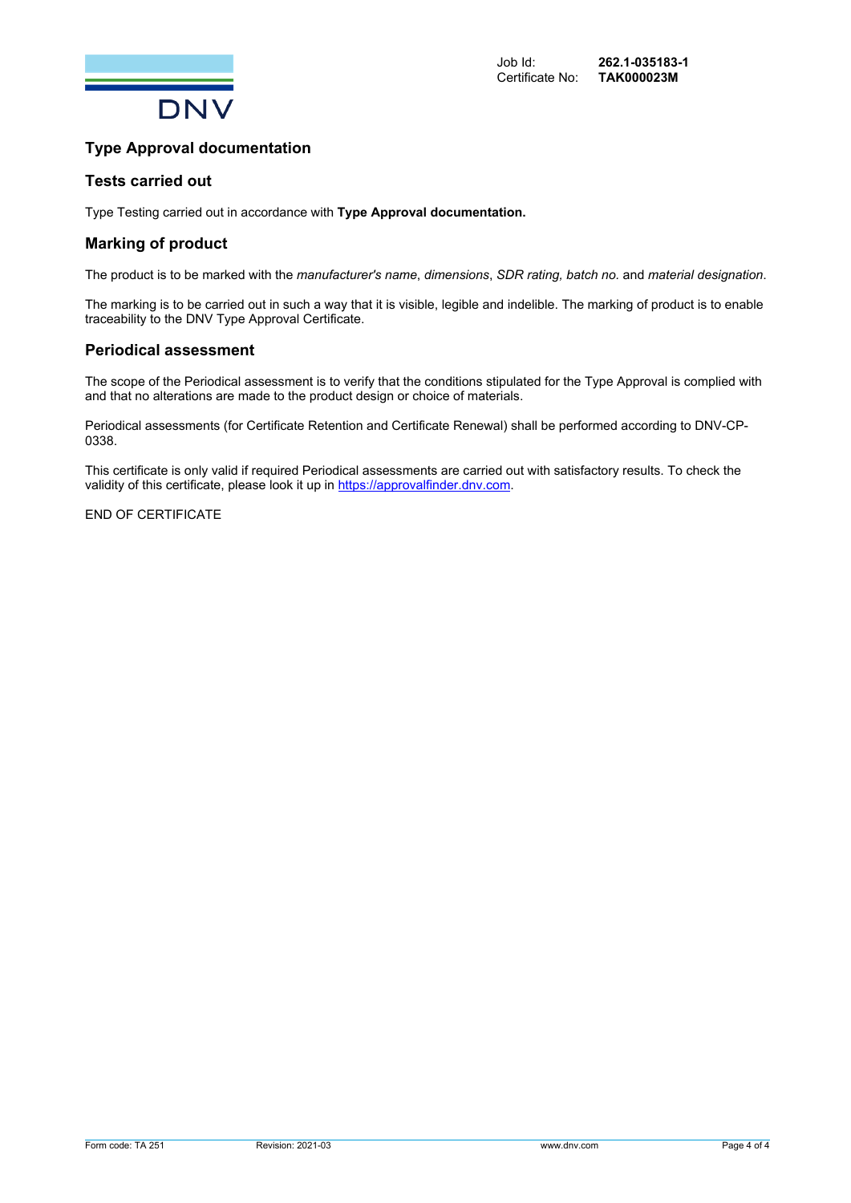Job Id: **262.1-035183-1**
Certificate No: **TAK000023M**

## Type Approval documentation

## Tests carried out

Type Testing carried out in accordance with **Type Approval documentation.**

## Marking of product

The product is to be marked with the *manufacturer's name*, *dimensions*, *SDR rating, batch no.* and *material designation*.

The marking is to be carried out in such a way that it is visible, legible and indelible. The marking of product is to enable traceability to the DNV Type Approval Certificate.

## Periodical assessment

The scope of the Periodical assessment is to verify that the conditions stipulated for the Type Approval is complied with and that no alterations are made to the product design or choice of materials.

Periodical assessments (for Certificate Retention and Certificate Renewal) shall be performed according to DNV-CP-0338.

This certificate is only valid if required Periodical assessments are carried out with satisfactory results. To check the validity of this certificate, please look it up in https://approvalfinder.dnv.com.

END OF CERTIFICATE